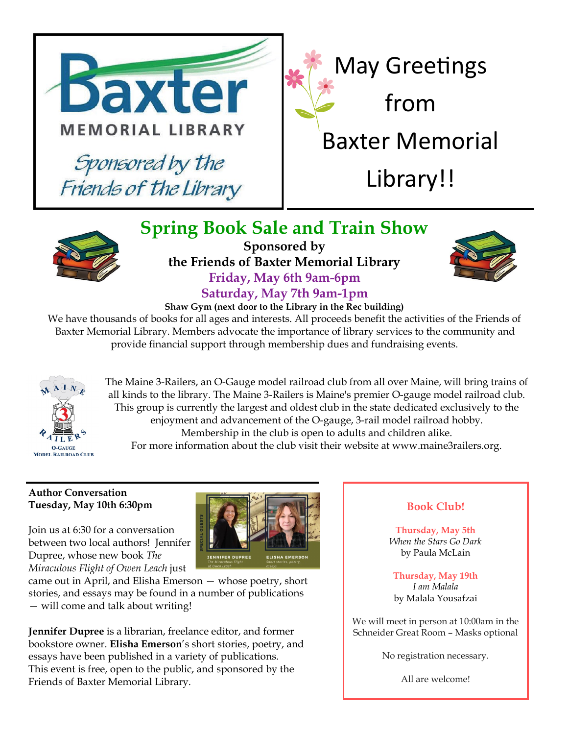**Baxter MEMORIAL LIBRARY**

*Sponsored by the Friends of the Library*

# May Greetings from Baxter Memorial Library!!

## Spring Book Sale and Train Show

**Sponsored by the Friends of Baxter Memorial Library**

**Friday, May 6th 9am-6pm**

**Saturday, May 7th 9am-1pm**

**Shaw Gym (next door to the Library in the Rec building)**

We have thousands of books for all ages and interests. All proceeds benefit the activities of the Friends of Baxter Memorial Library. Members advocate the importance of library services to the community and provide financial support through membership dues and fundraising events.

MAINE 3 RAILERS O-GAUGE MODEL RAILROAD CLUB

The Maine 3-Railers, an O-Gauge model railroad club from all over Maine, will bring trains of all kinds to the library. The Maine 3-Railers is Maine's premier O-gauge model railroad club. This group is currently the largest and oldest club in the state dedicated exclusively to the enjoyment and advancement of the O-gauge, 3-rail model railroad hobby. Membership in the club is open to adults and children alike. For more information about the club visit their website at www.maine3railers.org.

**Author Conversation**
**Tuesday, May 10th 6:30pm**

SPECIAL GUESTS: JENNIFER DUPREE, *The Miraculous Flight of Owen Leach*; ELISHA EMERSON, *Short stories, poetry, essays*

Join us at 6:30 for a conversation between two local authors! Jennifer Dupree, whose new book *The Miraculous Flight of Owen Leach* just came out in April, and Elisha Emerson — whose poetry, short stories, and essays may be found in a number of publications — will come and talk about writing!

**Jennifer Dupree** is a librarian, freelance editor, and former bookstore owner. **Elisha Emerson**'s short stories, poetry, and essays have been published in a variety of publications. This event is free, open to the public, and sponsored by the Friends of Baxter Memorial Library.

**Book Club!**

**Thursday, May 5th**
*When the Stars Go Dark*
by Paula McLain

**Thursday, May 19th**
*I am Malala*
by Malala Yousafzai

We will meet in person at 10:00am in the Schneider Great Room – Masks optional

No registration necessary.

All are welcome!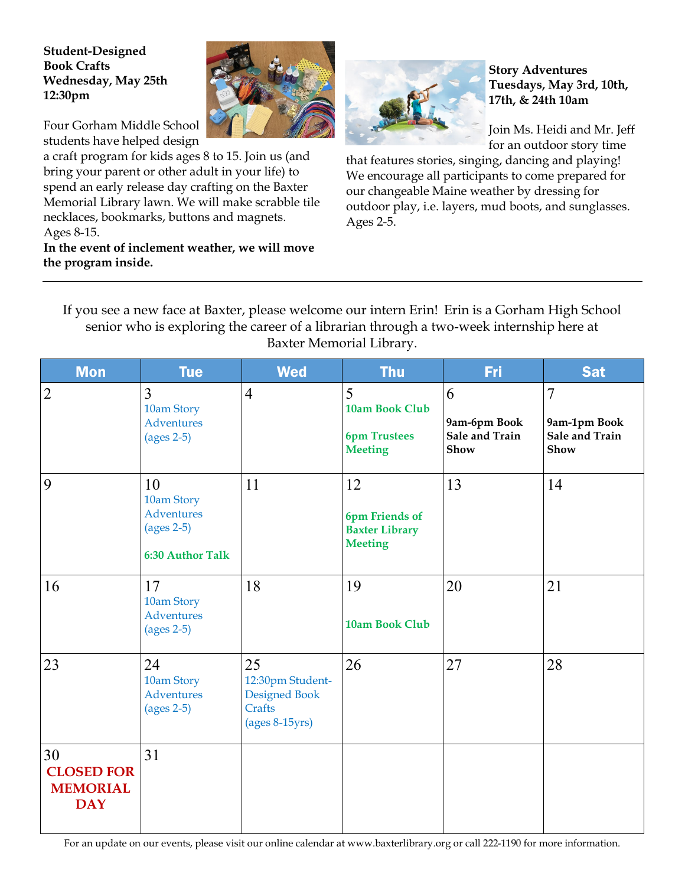**Student-Designed Book Crafts**
**Wednesday, May 25th 12:30pm**

Four Gorham Middle School students have helped design a craft program for kids ages 8 to 15. Join us (and bring your parent or other adult in your life) to spend an early release day crafting on the Baxter Memorial Library lawn. We will make scrabble tile necklaces, bookmarks, buttons and magnets.
Ages 8-15.

**In the event of inclement weather, we will move the program inside.**

**Story Adventures**
**Tuesdays, May 3rd, 10th, 17th, & 24th 10am**

Join Ms. Heidi and Mr. Jeff for an outdoor story time that features stories, singing, dancing and playing! We encourage all participants to come prepared for our changeable Maine weather by dressing for outdoor play, i.e. layers, mud boots, and sunglasses.
Ages 2-5.

---

If you see a new face at Baxter, please welcome our intern Erin! Erin is a Gorham High School senior who is exploring the career of a librarian through a two-week internship here at Baxter Memorial Library.

| Mon | Tue | Wed | Thu | Fri | Sat |
|---|---|---|---|---|---|
| 2 | 3<br>10am Story Adventures (ages 2-5) | 4 | 5<br>**10am Book Club**<br>**6pm Trustees Meeting** | 6<br>**9am-6pm Book Sale and Train Show** | 7<br>**9am-1pm Book Sale and Train Show** |
| 9 | 10<br>10am Story Adventures (ages 2-5)<br>**6:30 Author Talk** | 11 | 12<br>**6pm Friends of Baxter Library Meeting** | 13 | 14 |
| 16 | 17<br>10am Story Adventures (ages 2-5) | 18 | 19<br>**10am Book Club** | 20 | 21 |
| 23 | 24<br>10am Story Adventures (ages 2-5) | 25<br>12:30pm Student-Designed Book Crafts (ages 8-15yrs) | 26 | 27 | 28 |
| 30<br>**CLOSED FOR MEMORIAL DAY** | 31 | | | | |

For an update on our events, please visit our online calendar at www.baxterlibrary.org or call 222-1190 for more information.